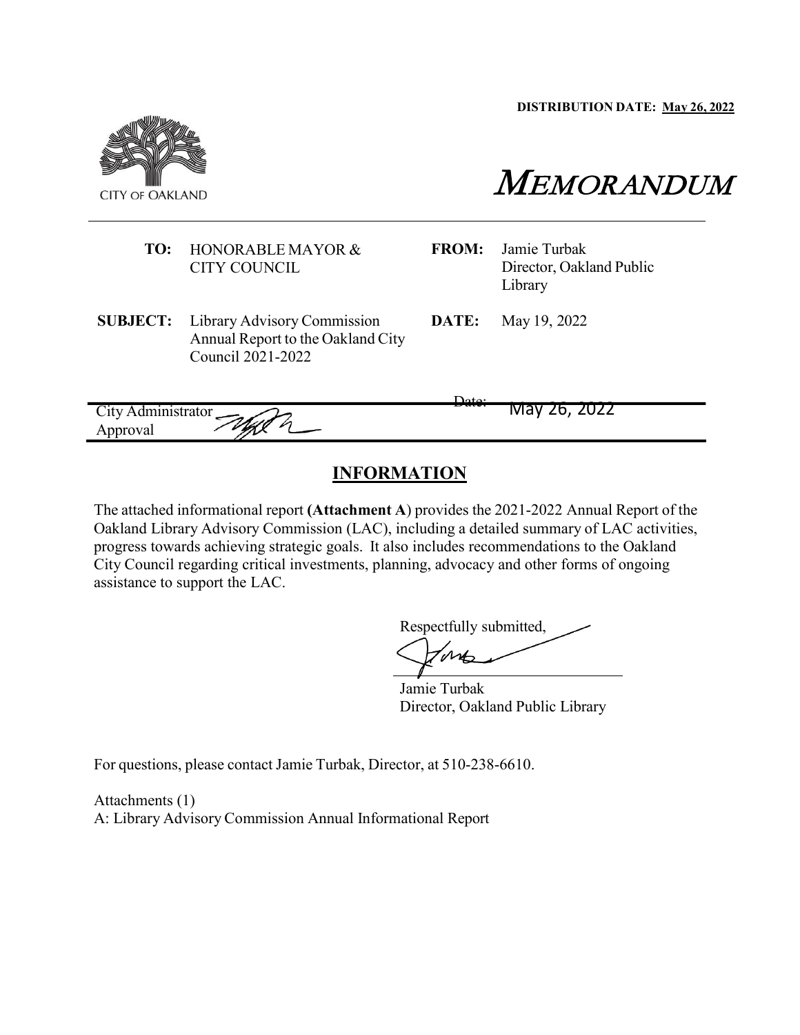**DISTRIBUTION DATE: May 26, 2022**

CITY OF OAKLAND

# MEMORANDUM

| | | | |
|---|---|---|---|
| **TO:** | HONORABLE MAYOR & CITY COUNCIL | **FROM:** | Jamie Turbak Director, Oakland Public Library |
| **SUBJECT:** | Library Advisory Commission Annual Report to the Oakland City Council 2021-2022 | **DATE:** | May 19, 2022 |

City Administrator Approval Date: May 26, 2022

## INFORMATION

The attached informational report **(Attachment A**) provides the 2021-2022 Annual Report of the Oakland Library Advisory Commission (LAC), including a detailed summary of LAC activities, progress towards achieving strategic goals. It also includes recommendations to the Oakland City Council regarding critical investments, planning, advocacy and other forms of ongoing assistance to support the LAC.

Respectfully submitted,

Jamie Turbak
Director, Oakland Public Library

For questions, please contact Jamie Turbak, Director, at 510-238-6610.

Attachments (1)
A: Library Advisory Commission Annual Informational Report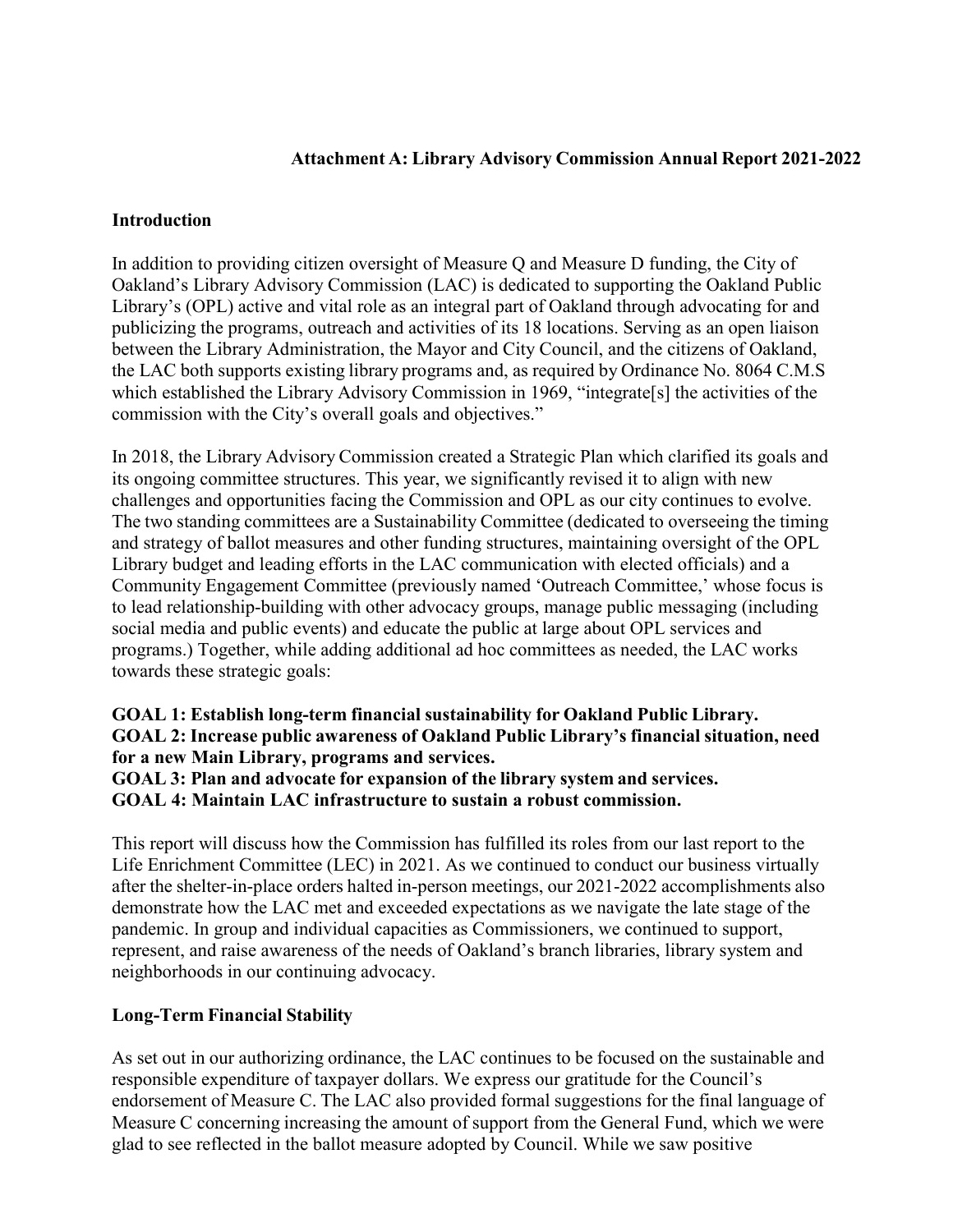**Attachment A: Library Advisory Commission Annual Report 2021-2022**

**Introduction**

In addition to providing citizen oversight of Measure Q and Measure D funding, the City of Oakland's Library Advisory Commission (LAC) is dedicated to supporting the Oakland Public Library's (OPL) active and vital role as an integral part of Oakland through advocating for and publicizing the programs, outreach and activities of its 18 locations. Serving as an open liaison between the Library Administration, the Mayor and City Council, and the citizens of Oakland, the LAC both supports existing library programs and, as required by Ordinance No. 8064 C.M.S which established the Library Advisory Commission in 1969, "integrate[s] the activities of the commission with the City's overall goals and objectives."

In 2018, the Library Advisory Commission created a Strategic Plan which clarified its goals and its ongoing committee structures. This year, we significantly revised it to align with new challenges and opportunities facing the Commission and OPL as our city continues to evolve. The two standing committees are a Sustainability Committee (dedicated to overseeing the timing and strategy of ballot measures and other funding structures, maintaining oversight of the OPL Library budget and leading efforts in the LAC communication with elected officials) and a Community Engagement Committee (previously named 'Outreach Committee,' whose focus is to lead relationship-building with other advocacy groups, manage public messaging (including social media and public events) and educate the public at large about OPL services and programs.) Together, while adding additional ad hoc committees as needed, the LAC works towards these strategic goals:

**GOAL 1: Establish long-term financial sustainability for Oakland Public Library.**
**GOAL 2: Increase public awareness of Oakland Public Library's financial situation, need for a new Main Library, programs and services.**
**GOAL 3: Plan and advocate for expansion of the library system and services.**
**GOAL 4: Maintain LAC infrastructure to sustain a robust commission.**

This report will discuss how the Commission has fulfilled its roles from our last report to the Life Enrichment Committee (LEC) in 2021. As we continued to conduct our business virtually after the shelter-in-place orders halted in-person meetings, our 2021-2022 accomplishments also demonstrate how the LAC met and exceeded expectations as we navigate the late stage of the pandemic. In group and individual capacities as Commissioners, we continued to support, represent, and raise awareness of the needs of Oakland's branch libraries, library system and neighborhoods in our continuing advocacy.

**Long-Term Financial Stability**

As set out in our authorizing ordinance, the LAC continues to be focused on the sustainable and responsible expenditure of taxpayer dollars. We express our gratitude for the Council's endorsement of Measure C. The LAC also provided formal suggestions for the final language of Measure C concerning increasing the amount of support from the General Fund, which we were glad to see reflected in the ballot measure adopted by Council. While we saw positive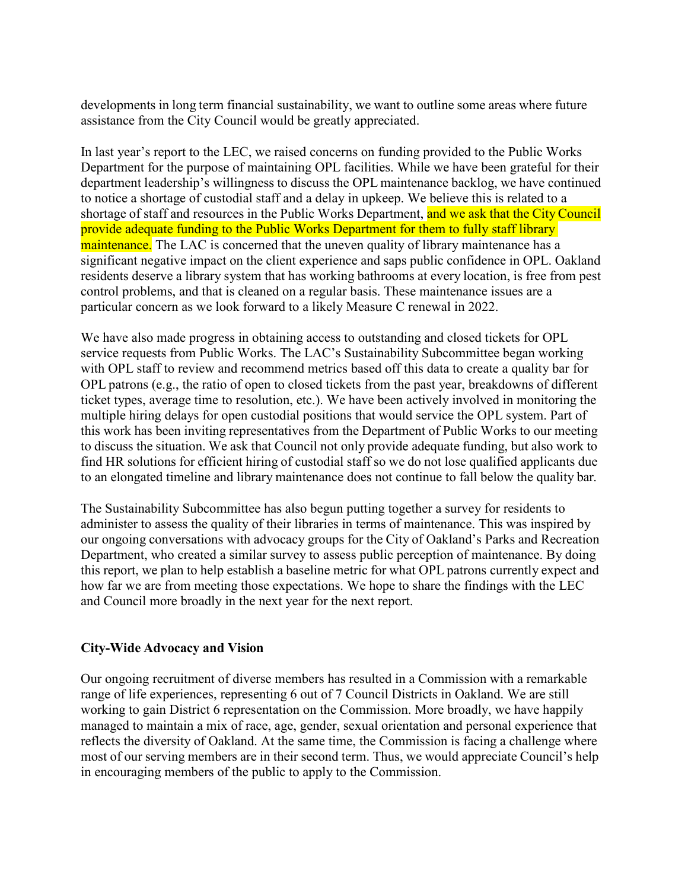developments in long term financial sustainability, we want to outline some areas where future assistance from the City Council would be greatly appreciated.

In last year's report to the LEC, we raised concerns on funding provided to the Public Works Department for the purpose of maintaining OPL facilities. While we have been grateful for their department leadership's willingness to discuss the OPL maintenance backlog, we have continued to notice a shortage of custodial staff and a delay in upkeep. We believe this is related to a shortage of staff and resources in the Public Works Department, and we ask that the City Council provide adequate funding to the Public Works Department for them to fully staff library maintenance. The LAC is concerned that the uneven quality of library maintenance has a significant negative impact on the client experience and saps public confidence in OPL. Oakland residents deserve a library system that has working bathrooms at every location, is free from pest control problems, and that is cleaned on a regular basis. These maintenance issues are a particular concern as we look forward to a likely Measure C renewal in 2022.

We have also made progress in obtaining access to outstanding and closed tickets for OPL service requests from Public Works. The LAC's Sustainability Subcommittee began working with OPL staff to review and recommend metrics based off this data to create a quality bar for OPL patrons (e.g., the ratio of open to closed tickets from the past year, breakdowns of different ticket types, average time to resolution, etc.). We have been actively involved in monitoring the multiple hiring delays for open custodial positions that would service the OPL system. Part of this work has been inviting representatives from the Department of Public Works to our meeting to discuss the situation. We ask that Council not only provide adequate funding, but also work to find HR solutions for efficient hiring of custodial staff so we do not lose qualified applicants due to an elongated timeline and library maintenance does not continue to fall below the quality bar.

The Sustainability Subcommittee has also begun putting together a survey for residents to administer to assess the quality of their libraries in terms of maintenance. This was inspired by our ongoing conversations with advocacy groups for the City of Oakland's Parks and Recreation Department, who created a similar survey to assess public perception of maintenance. By doing this report, we plan to help establish a baseline metric for what OPL patrons currently expect and how far we are from meeting those expectations. We hope to share the findings with the LEC and Council more broadly in the next year for the next report.

**City-Wide Advocacy and Vision**

Our ongoing recruitment of diverse members has resulted in a Commission with a remarkable range of life experiences, representing 6 out of 7 Council Districts in Oakland. We are still working to gain District 6 representation on the Commission. More broadly, we have happily managed to maintain a mix of race, age, gender, sexual orientation and personal experience that reflects the diversity of Oakland. At the same time, the Commission is facing a challenge where most of our serving members are in their second term. Thus, we would appreciate Council's help in encouraging members of the public to apply to the Commission.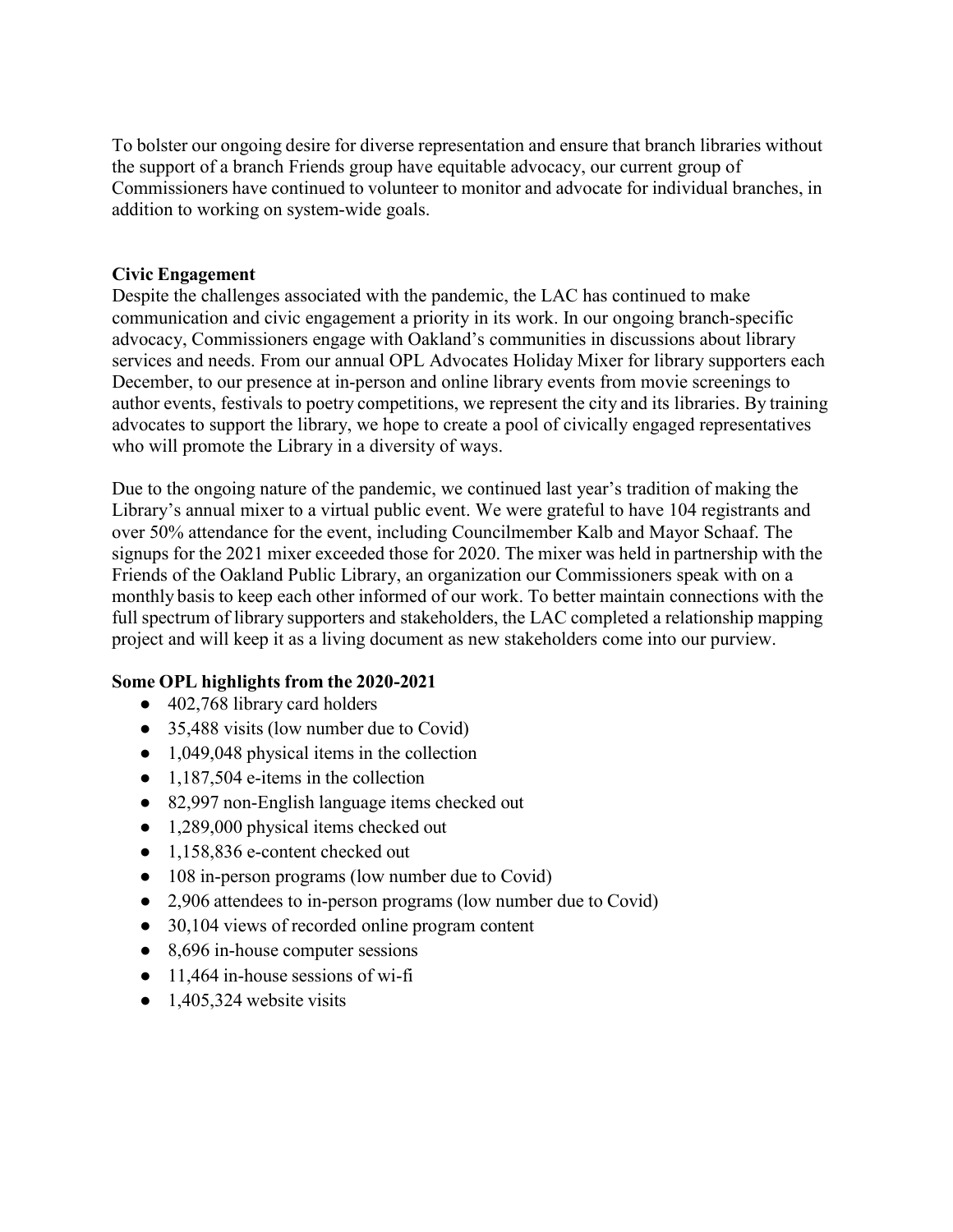To bolster our ongoing desire for diverse representation and ensure that branch libraries without the support of a branch Friends group have equitable advocacy, our current group of Commissioners have continued to volunteer to monitor and advocate for individual branches, in addition to working on system-wide goals.

**Civic Engagement**

Despite the challenges associated with the pandemic, the LAC has continued to make communication and civic engagement a priority in its work. In our ongoing branch-specific advocacy, Commissioners engage with Oakland's communities in discussions about library services and needs. From our annual OPL Advocates Holiday Mixer for library supporters each December, to our presence at in-person and online library events from movie screenings to author events, festivals to poetry competitions, we represent the city and its libraries. By training advocates to support the library, we hope to create a pool of civically engaged representatives who will promote the Library in a diversity of ways.

Due to the ongoing nature of the pandemic, we continued last year's tradition of making the Library's annual mixer to a virtual public event. We were grateful to have 104 registrants and over 50% attendance for the event, including Councilmember Kalb and Mayor Schaaf. The signups for the 2021 mixer exceeded those for 2020. The mixer was held in partnership with the Friends of the Oakland Public Library, an organization our Commissioners speak with on a monthly basis to keep each other informed of our work. To better maintain connections with the full spectrum of library supporters and stakeholders, the LAC completed a relationship mapping project and will keep it as a living document as new stakeholders come into our purview.

**Some OPL highlights from the 2020-2021**

- 402,768 library card holders
- 35,488 visits (low number due to Covid)
- 1,049,048 physical items in the collection
- 1,187,504 e-items in the collection
- 82,997 non-English language items checked out
- 1,289,000 physical items checked out
- 1,158,836 e-content checked out
- 108 in-person programs (low number due to Covid)
- 2,906 attendees to in-person programs (low number due to Covid)
- 30,104 views of recorded online program content
- 8,696 in-house computer sessions
- 11,464 in-house sessions of wi-fi
- 1,405,324 website visits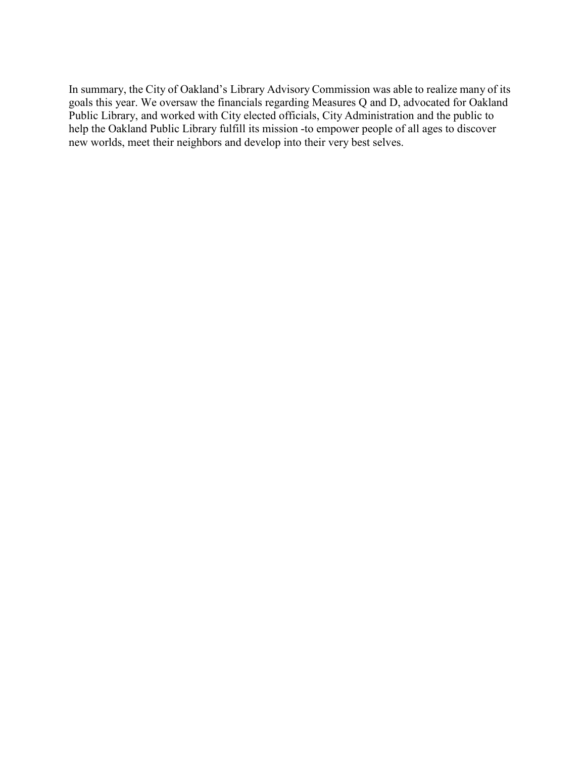In summary, the City of Oakland's Library Advisory Commission was able to realize many of its goals this year. We oversaw the financials regarding Measures Q and D, advocated for Oakland Public Library, and worked with City elected officials, City Administration and the public to help the Oakland Public Library fulfill its mission -to empower people of all ages to discover new worlds, meet their neighbors and develop into their very best selves.